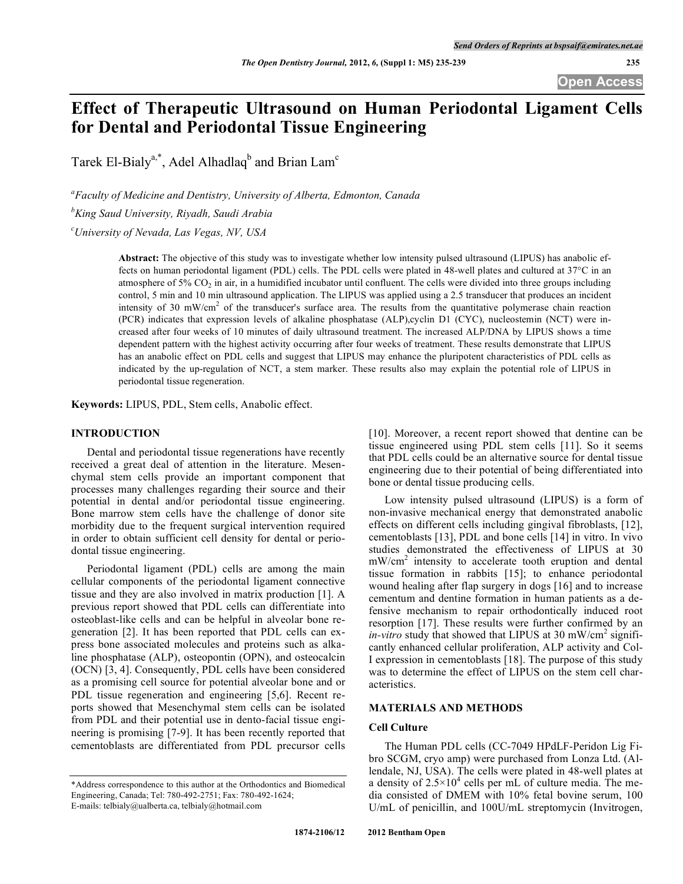# Effect of Therapeutic Ultrasound on Human Periodontal Ligament Cells for Dental and Periodontal Tissue Engineering

Tarek El-Bialy[a,*], Adel Alhadlaq[b] and Brian Lam[c]

[a] *Faculty of Medicine and Dentistry, University of Alberta, Edmonton, Canada*

[b] *King Saud University, Riyadh, Saudi Arabia*

[c] *University of Nevada, Las Vegas, NV, USA*

**Abstract:** The objective of this study was to investigate whether low intensity pulsed ultrasound (LIPUS) has anabolic effects on human periodontal ligament (PDL) cells. The PDL cells were plated in 48-well plates and cultured at 37°C in an atmosphere of 5% $CO_2$ in air, in a humidified incubator until confluent. The cells were divided into three groups including control, 5 min and 10 min ultrasound application. The LIPUS was applied using a 2.5 transducer that produces an incident intensity of 30 mW/cm$^2$ of the transducer's surface area. The results from the quantitative polymerase chain reaction (PCR) indicates that expression levels of alkaline phosphatase (ALP),cyclin D1 (CYC), nucleostemin (NCT) were increased after four weeks of 10 minutes of daily ultrasound treatment. The increased ALP/DNA by LIPUS shows a time dependent pattern with the highest activity occurring after four weeks of treatment. These results demonstrate that LIPUS has an anabolic effect on PDL cells and suggest that LIPUS may enhance the pluripotent characteristics of PDL cells as indicated by the up-regulation of NCT, a stem marker. These results also may explain the potential role of LIPUS in periodontal tissue regeneration.

**Keywords:** LIPUS, PDL, Stem cells, Anabolic effect.

## INTRODUCTION

Dental and periodontal tissue regenerations have recently received a great deal of attention in the literature. Mesenchymal stem cells provide an important component that processes many challenges regarding their source and their potential in dental and/or periodontal tissue engineering. Bone marrow stem cells have the challenge of donor site morbidity due to the frequent surgical intervention required in order to obtain sufficient cell density for dental or periodontal tissue engineering.

Periodontal ligament (PDL) cells are among the main cellular components of the periodontal ligament connective tissue and they are also involved in matrix production [1]. A previous report showed that PDL cells can differentiate into osteoblast-like cells and can be helpful in alveolar bone regeneration [2]. It has been reported that PDL cells can express bone associated molecules and proteins such as alkaline phosphatase (ALP), osteopontin (OPN), and osteocalcin (OCN) [3, 4]. Consequently, PDL cells have been considered as a promising cell source for potential alveolar bone and or PDL tissue regeneration and engineering [5,6]. Recent reports showed that Mesenchymal stem cells can be isolated from PDL and their potential use in dento-facial tissue engineering is promising [7-9]. It has been recently reported that cementoblasts are differentiated from PDL precursor cells [10]. Moreover, a recent report showed that dentine can be tissue engineered using PDL stem cells [11]. So it seems that PDL cells could be an alternative source for dental tissue engineering due to their potential of being differentiated into bone or dental tissue producing cells.

Low intensity pulsed ultrasound (LIPUS) is a form of non-invasive mechanical energy that demonstrated anabolic effects on different cells including gingival fibroblasts, [12], cementoblasts [13], PDL and bone cells [14] in vitro. In vivo studies demonstrated the effectiveness of LIPUS at 30 mW/cm$^2$ intensity to accelerate tooth eruption and dental tissue formation in rabbits [15]; to enhance periodontal wound healing after flap surgery in dogs [16] and to increase cementum and dentine formation in human patients as a defensive mechanism to repair orthodontically induced root resorption [17]. These results were further confirmed by an *in-vitro* study that showed that LIPUS at 30 mW/cm$^2$ significantly enhanced cellular proliferation, ALP activity and Col-I expression in cementoblasts [18]. The purpose of this study was to determine the effect of LIPUS on the stem cell characteristics.

## MATERIALS AND METHODS

### Cell Culture

The Human PDL cells (CC-7049 HPdLF-Peridon Lig Fibro SCGM, cryo amp) were purchased from Lonza Ltd. (Allendale, NJ, USA). The cells were plated in 48-well plates at a density of $2.5\times10^4$ cells per mL of culture media. The media consisted of DMEM with 10% fetal bovine serum, 100 U/mL of penicillin, and 100U/mL streptomycin (Invitrogen,

*Address correspondence to this author at the Orthodontics and Biomedical Engineering, Canada; Tel: 780-492-2751; Fax: 780-492-1624; E-mails: telbialy@ualberta.ca, telbialy@hotmail.com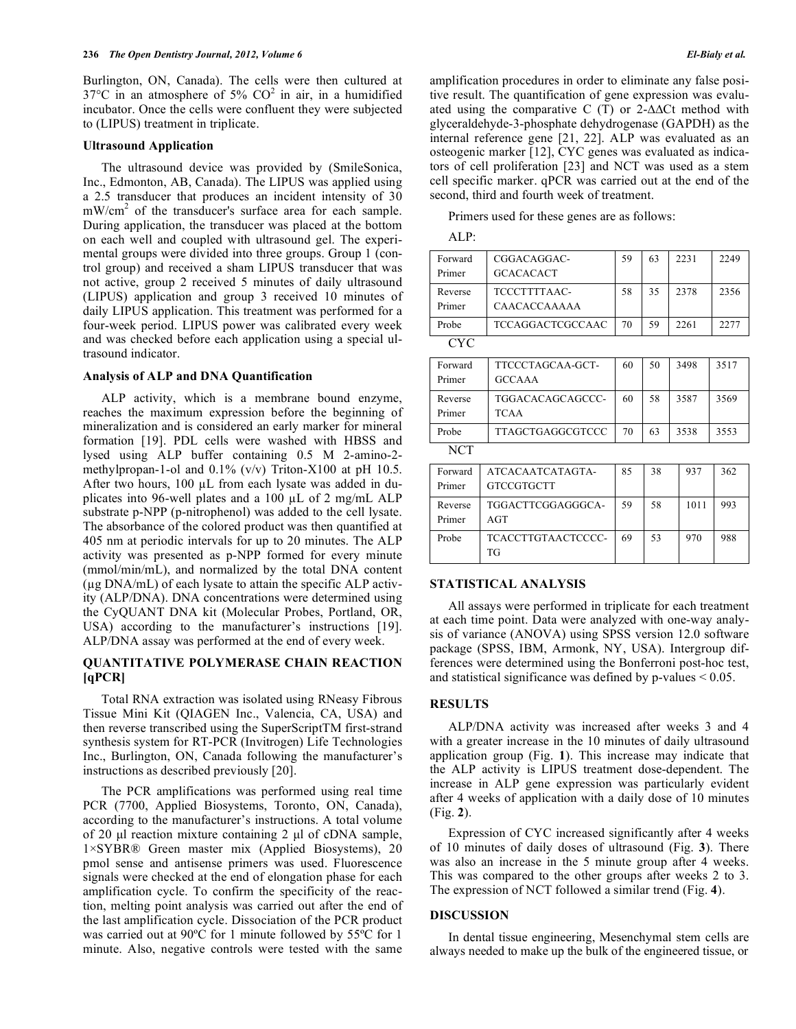Burlington, ON, Canada). The cells were then cultured at 37°C in an atmosphere of 5% $CO^2$ in air, in a humidified incubator. Once the cells were confluent they were subjected to (LIPUS) treatment in triplicate.

### Ultrasound Application

The ultrasound device was provided by (SmileSonica, Inc., Edmonton, AB, Canada). The LIPUS was applied using a 2.5 transducer that produces an incident intensity of 30 $mW/cm^2$ of the transducer's surface area for each sample. During application, the transducer was placed at the bottom on each well and coupled with ultrasound gel. The experimental groups were divided into three groups. Group 1 (control group) and received a sham LIPUS transducer that was not active, group 2 received 5 minutes of daily ultrasound (LIPUS) application and group 3 received 10 minutes of daily LIPUS application. This treatment was performed for a four-week period. LIPUS power was calibrated every week and was checked before each application using a special ultrasound indicator.

### Analysis of ALP and DNA Quantification

ALP activity, which is a membrane bound enzyme, reaches the maximum expression before the beginning of mineralization and is considered an early marker for mineral formation [19]. PDL cells were washed with HBSS and lysed using ALP buffer containing 0.5 M 2-amino-2-methylpropan-1-ol and 0.1% (v/v) Triton-X100 at pH 10.5. After two hours, 100 µL from each lysate was added in duplicates into 96-well plates and a 100 µL of 2 mg/mL ALP substrate p-NPP (p-nitrophenol) was added to the cell lysate. The absorbance of the colored product was then quantified at 405 nm at periodic intervals for up to 20 minutes. The ALP activity was presented as p-NPP formed for every minute (mmol/min/mL), and normalized by the total DNA content (µg DNA/mL) of each lysate to attain the specific ALP activity (ALP/DNA). DNA concentrations were determined using the CyQUANT DNA kit (Molecular Probes, Portland, OR, USA) according to the manufacturer's instructions [19]. ALP/DNA assay was performed at the end of every week.

## QUANTITATIVE POLYMERASE CHAIN REACTION [qPCR]

Total RNA extraction was isolated using RNeasy Fibrous Tissue Mini Kit (QIAGEN Inc., Valencia, CA, USA) and then reverse transcribed using the SuperScriptTM first-strand synthesis system for RT-PCR (Invitrogen) Life Technologies Inc., Burlington, ON, Canada following the manufacturer's instructions as described previously [20].

The PCR amplifications was performed using real time PCR (7700, Applied Biosystems, Toronto, ON, Canada), according to the manufacturer's instructions. A total volume of 20 µl reaction mixture containing 2 µl of cDNA sample, 1×SYBR® Green master mix (Applied Biosystems), 20 pmol sense and antisense primers was used. Fluorescence signals were checked at the end of elongation phase for each amplification cycle. To confirm the specificity of the reaction, melting point analysis was carried out after the end of the last amplification cycle. Dissociation of the PCR product was carried out at 90ºC for 1 minute followed by 55ºC for 1 minute. Also, negative controls were tested with the same amplification procedures in order to eliminate any false positive result. The quantification of gene expression was evaluated using the comparative C (T) or 2-ΔΔCt method with glyceraldehyde-3-phosphate dehydrogenase (GAPDH) as the internal reference gene [21, 22]. ALP was evaluated as an osteogenic marker [12], CYC genes was evaluated as indicators of cell proliferation [23] and NCT was used as a stem cell specific marker. qPCR was carried out at the end of the second, third and fourth week of treatment.

Primers used for these genes are as follows:

ALP:

| | | | | | |
|---|---|---|---|---|---|
| Forward Primer | CGGACAGGAC-GCACACACT | 59 | 63 | 2231 | 2249 |
| Reverse Primer | TCCCTTTTAAC-CAACACCAAAAA | 58 | 35 | 2378 | 2356 |
| Probe | TCCAGGACTCGCCAAC | 70 | 59 | 2261 | 2277 |

CYC

| | | | | | |
|---|---|---|---|---|---|
| Forward Primer | TTCCCTAGCAA-GCT-GCCAAA | 60 | 50 | 3498 | 3517 |
| Reverse Primer | TGGACACAGCAGCCC-TCAA | 60 | 58 | 3587 | 3569 |
| Probe | TTAGCTGAGGCGTCCC | 70 | 63 | 3538 | 3553 |

NCT

| | | | | | |
|---|---|---|---|---|---|
| Forward Primer | ATCACAATCATAGTA-GTCCGTGCTT | 85 | 38 | 937 | 362 |
| Reverse Primer | TGGACTTCGGAGGGCA-AGT | 59 | 58 | 1011 | 993 |
| Probe | TCACCTTGTAACTCCCC-TG | 69 | 53 | 970 | 988 |

## STATISTICAL ANALYSIS

All assays were performed in triplicate for each treatment at each time point. Data were analyzed with one-way analysis of variance (ANOVA) using SPSS version 12.0 software package (SPSS, IBM, Armonk, NY, USA). Intergroup differences were determined using the Bonferroni post-hoc test, and statistical significance was defined by p-values < 0.05.

## RESULTS

ALP/DNA activity was increased after weeks 3 and 4 with a greater increase in the 10 minutes of daily ultrasound application group (Fig. **1**). This increase may indicate that the ALP activity is LIPUS treatment dose-dependent. The increase in ALP gene expression was particularly evident after 4 weeks of application with a daily dose of 10 minutes (Fig. **2**).

Expression of CYC increased significantly after 4 weeks of 10 minutes of daily doses of ultrasound (Fig. **3**). There was also an increase in the 5 minute group after 4 weeks. This was compared to the other groups after weeks 2 to 3. The expression of NCT followed a similar trend (Fig. **4**).

## DISCUSSION

In dental tissue engineering, Mesenchymal stem cells are always needed to make up the bulk of the engineered tissue, or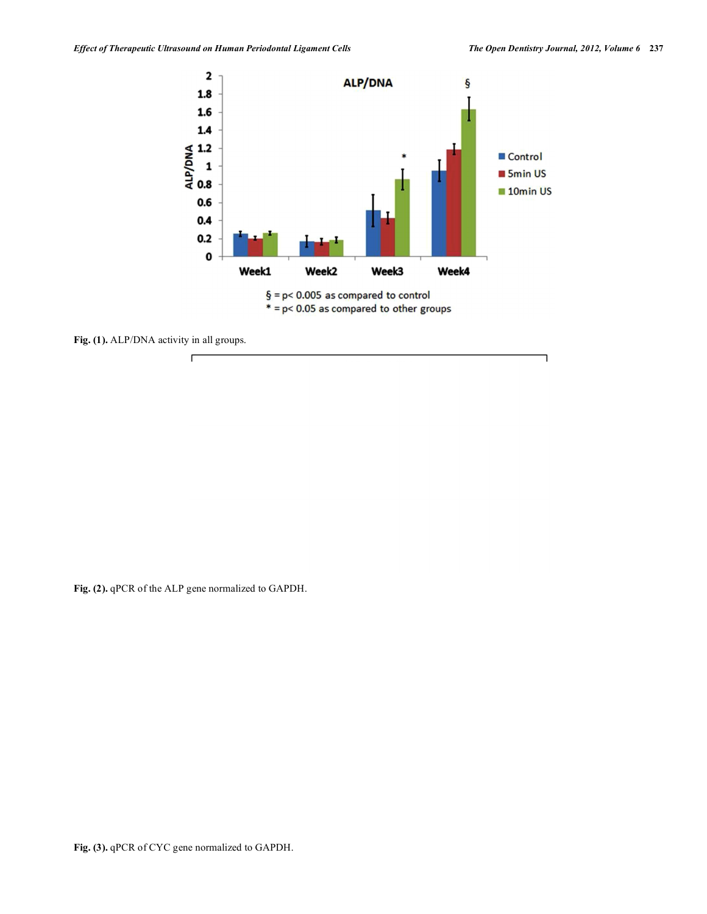Fig. (1). ALP/DNA activity in all groups.

Fig. (2). qPCR of the ALP gene normalized to GAPDH.

Fig. (3). qPCR of CYC gene normalized to GAPDH.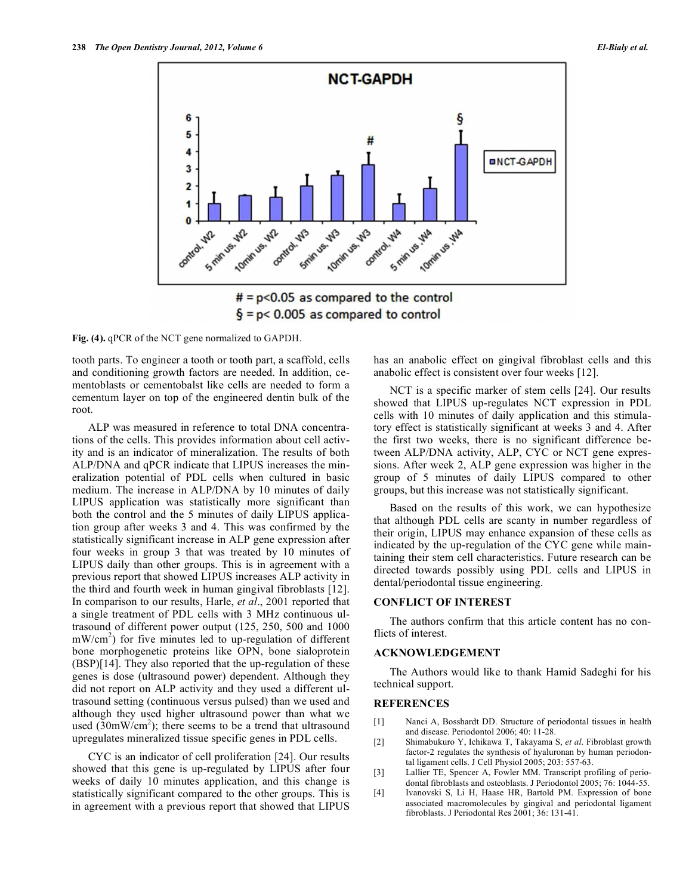# = p<0.05 as compared to the control
§ = p< 0.005 as compared to control

**Fig. (4).** qPCR of the NCT gene normalized to GAPDH.

tooth parts. To engineer a tooth or tooth part, a scaffold, cells and conditioning growth factors are needed. In addition, cementoblasts or cementobalst like cells are needed to form a cementum layer on top of the engineered dentin bulk of the root.

ALP was measured in reference to total DNA concentrations of the cells. This provides information about cell activity and is an indicator of mineralization. The results of both ALP/DNA and qPCR indicate that LIPUS increases the mineralization potential of PDL cells when cultured in basic medium. The increase in ALP/DNA by 10 minutes of daily LIPUS application was statistically more significant than both the control and the 5 minutes of daily LIPUS application group after weeks 3 and 4. This was confirmed by the statistically significant increase in ALP gene expression after four weeks in group 3 that was treated by 10 minutes of LIPUS daily than other groups. This is in agreement with a previous report that showed LIPUS increases ALP activity in the third and fourth week in human gingival fibroblasts [12]. In comparison to our results, Harle, *et al*., 2001 reported that a single treatment of PDL cells with 3 MHz continuous ultrasound of different power output (125, 250, 500 and 1000 $mW/cm^2$) for five minutes led to up-regulation of different bone morphogenetic proteins like OPN, bone sialoprotein (BSP)[14]. They also reported that the up-regulation of these genes is dose (ultrasound power) dependent. Although they did not report on ALP activity and they used a different ultrasound setting (continuous versus pulsed) than we used and although they used higher ultrasound power than what we used ($30mW/cm^2$); there seems to be a trend that ultrasound upregulates mineralized tissue specific genes in PDL cells.

CYC is an indicator of cell proliferation [24]. Our results showed that this gene is up-regulated by LIPUS after four weeks of daily 10 minutes application, and this change is statistically significant compared to the other groups. This is in agreement with a previous report that showed that LIPUS has an anabolic effect on gingival fibroblast cells and this anabolic effect is consistent over four weeks [12].

NCT is a specific marker of stem cells [24]. Our results showed that LIPUS up-regulates NCT expression in PDL cells with 10 minutes of daily application and this stimulatory effect is statistically significant at weeks 3 and 4. After the first two weeks, there is no significant difference between ALP/DNA activity, ALP, CYC or NCT gene expressions. After week 2, ALP gene expression was higher in the group of 5 minutes of daily LIPUS compared to other groups, but this increase was not statistically significant.

Based on the results of this work, we can hypothesize that although PDL cells are scanty in number regardless of their origin, LIPUS may enhance expansion of these cells as indicated by the up-regulation of the CYC gene while maintaining their stem cell characteristics. Future research can be directed towards possibly using PDL cells and LIPUS in dental/periodontal tissue engineering.

## CONFLICT OF INTEREST

The authors confirm that this article content has no conflicts of interest.

## ACKNOWLEDGEMENT

The Authors would like to thank Hamid Sadeghi for his technical support.

## REFERENCES

[1] Nanci A, Bosshardt DD. Structure of periodontal tissues in health and disease. Periodontol 2006; 40: 11-28.

[2] Shimabukuro Y, Ichikawa T, Takayama S, *et al*. Fibroblast growth factor-2 regulates the synthesis of hyaluronan by human periodontal ligament cells. J Cell Physiol 2005; 203: 557-63.

[3] Lallier TE, Spencer A, Fowler MM. Transcript profiling of periodontal fibroblasts and osteoblasts. J Periodontol 2005; 76: 1044-55.

[4] Ivanovski S, Li H, Haase HR, Bartold PM. Expression of bone associated macromolecules by gingival and periodontal ligament fibroblasts. J Periodontal Res 2001; 36: 131-41.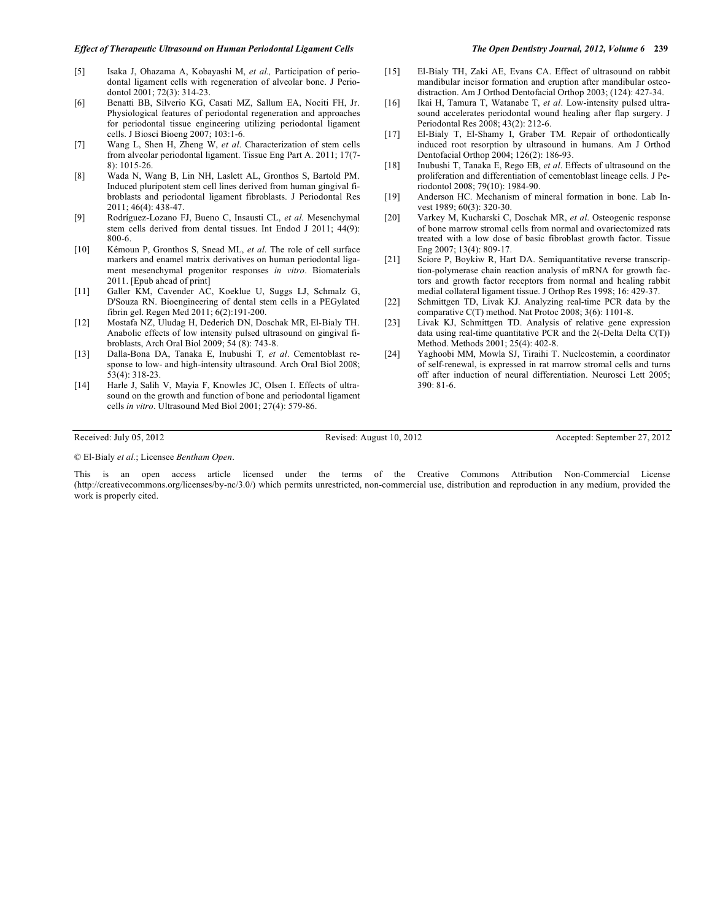[5] Isaka J, Ohazama A, Kobayashi M, *et al.,* Participation of periodontal ligament cells with regeneration of alveolar bone. J Periodontol 2001; 72(3): 314-23.

[6] Benatti BB, Silverio KG, Casati MZ, Sallum EA, Nociti FH, Jr. Physiological features of periodontal regeneration and approaches for periodontal tissue engineering utilizing periodontal ligament cells. J Biosci Bioeng 2007; 103:1-6.

[7] Wang L, Shen H, Zheng W, *et al*. Characterization of stem cells from alveolar periodontal ligament. Tissue Eng Part A. 2011; 17(7-8): 1015-26.

[8] Wada N, Wang B, Lin NH, Laslett AL, Gronthos S, Bartold PM. Induced pluripotent stem cell lines derived from human gingival fibroblasts and periodontal ligament fibroblasts. J Periodontal Res 2011; 46(4): 438-47.

[9] Rodríguez-Lozano FJ, Bueno C, Insausti CL, *et al*. Mesenchymal stem cells derived from dental tissues. Int Endod J 2011; 44(9): 800-6.

[10] Kémoun P, Gronthos S, Snead ML, *et al*. The role of cell surface markers and enamel matrix derivatives on human periodontal ligament mesenchymal progenitor responses *in vitro*. Biomaterials 2011. [Epub ahead of print]

[11] Galler KM, Cavender AC, Koeklue U, Suggs LJ, Schmalz G, D'Souza RN. Bioengineering of dental stem cells in a PEGylated fibrin gel. Regen Med 2011; 6(2):191-200.

[12] Mostafa NZ, Uludag H, Dederich DN, Doschak MR, El-Bialy TH. Anabolic effects of low intensity pulsed ultrasound on gingival fibroblasts, Arch Oral Biol 2009; 54 (8): 743-8.

[13] Dalla-Bona DA, Tanaka E, Inubushi T*, et al*. Cementoblast response to low- and high-intensity ultrasound. Arch Oral Biol 2008; 53(4): 318-23.

[14] Harle J, Salih V, Mayia F, Knowles JC, Olsen I. Effects of ultrasound on the growth and function of bone and periodontal ligament cells *in vitro*. Ultrasound Med Biol 2001; 27(4): 579-86.

[15] El-Bialy TH, Zaki AE, Evans CA. Effect of ultrasound on rabbit mandibular incisor formation and eruption after mandibular osteodistraction. Am J Orthod Dentofacial Orthop 2003; (124): 427-34.

[16] Ikai H, Tamura T, Watanabe T, *et al*. Low-intensity pulsed ultrasound accelerates periodontal wound healing after flap surgery. J Periodontal Res 2008; 43(2): 212-6.

[17] El-Bialy T, El-Shamy I, Graber TM. Repair of orthodontically induced root resorption by ultrasound in humans. Am J Orthod Dentofacial Orthop 2004; 126(2): 186-93.

[18] Inubushi T, Tanaka E, Rego EB, *et al*. Effects of ultrasound on the proliferation and differentiation of cementoblast lineage cells. J Periodontol 2008; 79(10): 1984-90.

[19] Anderson HC. Mechanism of mineral formation in bone. Lab Invest 1989; 60(3): 320-30.

[20] Varkey M, Kucharski C, Doschak MR, *et al*. Osteogenic response of bone marrow stromal cells from normal and ovariectomized rats treated with a low dose of basic fibroblast growth factor. Tissue Eng 2007; 13(4): 809-17.

[21] Sciore P, Boykiw R, Hart DA. Semiquantitative reverse transcription-polymerase chain reaction analysis of mRNA for growth factors and growth factor receptors from normal and healing rabbit medial collateral ligament tissue. J Orthop Res 1998; 16: 429-37.

[22] Schmittgen TD, Livak KJ. Analyzing real-time PCR data by the comparative C(T) method. Nat Protoc 2008; 3(6): 1101-8.

[23] Livak KJ, Schmittgen TD. Analysis of relative gene expression data using real-time quantitative PCR and the 2(-Delta Delta C(T)) Method. Methods 2001; 25(4): 402-8.

[24] Yaghoobi MM, Mowla SJ, Tiraihi T. Nucleostemin, a coordinator of self-renewal, is expressed in rat marrow stromal cells and turns off after induction of neural differentiation. Neurosci Lett 2005; 390: 81-6.

Received: July 05, 2012 Revised: August 10, 2012 Accepted: September 27, 2012

© El-Bialy *et al*.; Licensee *Bentham Open*.

This is an open access article licensed under the terms of the Creative Commons Attribution Non-Commercial License (http://creativecommons.org/licenses/by-nc/3.0/) which permits unrestricted, non-commercial use, distribution and reproduction in any medium, provided the work is properly cited.